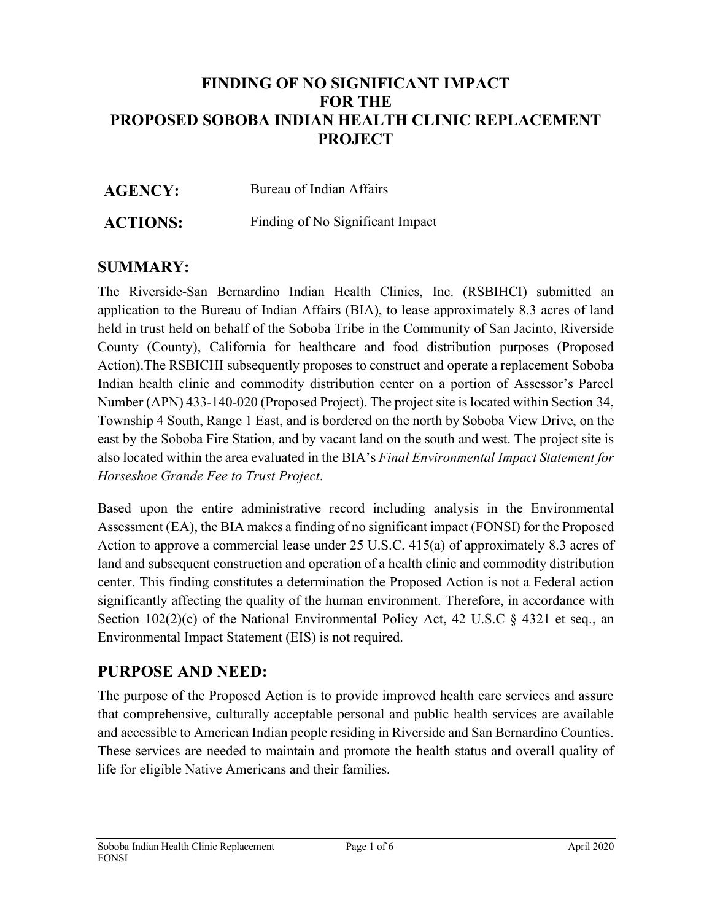# FINDING OF NO SIGNIFICANT IMPACT FOR THE PROPOSED SOBOBA INDIAN HEALTH CLINIC REPLACEMENT PROJECT

**AGENCY:** Bureau of Indian Affairs

**ACTIONS:** Finding of No Significant Impact

## SUMMARY:

The Riverside-San Bernardino Indian Health Clinics, Inc. (RSBIHCI) submitted an application to the Bureau of Indian Affairs (BIA), to lease approximately 8.3 acres of land held in trust held on behalf of the Soboba Tribe in the Community of San Jacinto, Riverside County (County), California for healthcare and food distribution purposes (Proposed Action).The RSBICHI subsequently proposes to construct and operate a replacement Soboba Indian health clinic and commodity distribution center on a portion of Assessor's Parcel Number (APN) 433-140-020 (Proposed Project). The project site is located within Section 34, Township 4 South, Range 1 East, and is bordered on the north by Soboba View Drive, on the east by the Soboba Fire Station, and by vacant land on the south and west. The project site is also located within the area evaluated in the BIA's *Final Environmental Impact Statement for Horseshoe Grande Fee to Trust Project*.

Based upon the entire administrative record including analysis in the Environmental Assessment (EA), the BIA makes a finding of no significant impact (FONSI) for the Proposed Action to approve a commercial lease under 25 U.S.C. 415(a) of approximately 8.3 acres of land and subsequent construction and operation of a health clinic and commodity distribution center. This finding constitutes a determination the Proposed Action is not a Federal action significantly affecting the quality of the human environment. Therefore, in accordance with Section 102(2)(c) of the National Environmental Policy Act, 42 U.S.C § 4321 et seq., an Environmental Impact Statement (EIS) is not required.

## PURPOSE AND NEED:

The purpose of the Proposed Action is to provide improved health care services and assure that comprehensive, culturally acceptable personal and public health services are available and accessible to American Indian people residing in Riverside and San Bernardino Counties. These services are needed to maintain and promote the health status and overall quality of life for eligible Native Americans and their families.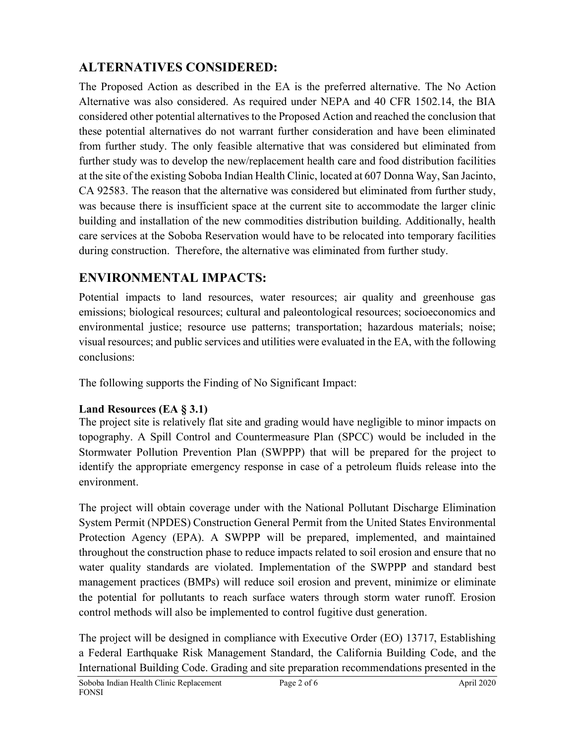## ALTERNATIVES CONSIDERED:

The Proposed Action as described in the EA is the preferred alternative. The No Action Alternative was also considered. As required under NEPA and 40 CFR 1502.14, the BIA considered other potential alternatives to the Proposed Action and reached the conclusion that these potential alternatives do not warrant further consideration and have been eliminated from further study. The only feasible alternative that was considered but eliminated from further study was to develop the new/replacement health care and food distribution facilities at the site of the existing Soboba Indian Health Clinic, located at 607 Donna Way, San Jacinto, CA 92583. The reason that the alternative was considered but eliminated from further study, was because there is insufficient space at the current site to accommodate the larger clinic building and installation of the new commodities distribution building. Additionally, health care services at the Soboba Reservation would have to be relocated into temporary facilities during construction. Therefore, the alternative was eliminated from further study.

## ENVIRONMENTAL IMPACTS:

Potential impacts to land resources, water resources; air quality and greenhouse gas emissions; biological resources; cultural and paleontological resources; socioeconomics and environmental justice; resource use patterns; transportation; hazardous materials; noise; visual resources; and public services and utilities were evaluated in the EA, with the following conclusions:

The following supports the Finding of No Significant Impact:

**Land Resources (EA § 3.1)**

The project site is relatively flat site and grading would have negligible to minor impacts on topography. A Spill Control and Countermeasure Plan (SPCC) would be included in the Stormwater Pollution Prevention Plan (SWPPP) that will be prepared for the project to identify the appropriate emergency response in case of a petroleum fluids release into the environment.

The project will obtain coverage under with the National Pollutant Discharge Elimination System Permit (NPDES) Construction General Permit from the United States Environmental Protection Agency (EPA). A SWPPP will be prepared, implemented, and maintained throughout the construction phase to reduce impacts related to soil erosion and ensure that no water quality standards are violated. Implementation of the SWPPP and standard best management practices (BMPs) will reduce soil erosion and prevent, minimize or eliminate the potential for pollutants to reach surface waters through storm water runoff. Erosion control methods will also be implemented to control fugitive dust generation.

The project will be designed in compliance with Executive Order (EO) 13717, Establishing a Federal Earthquake Risk Management Standard, the California Building Code, and the International Building Code. Grading and site preparation recommendations presented in the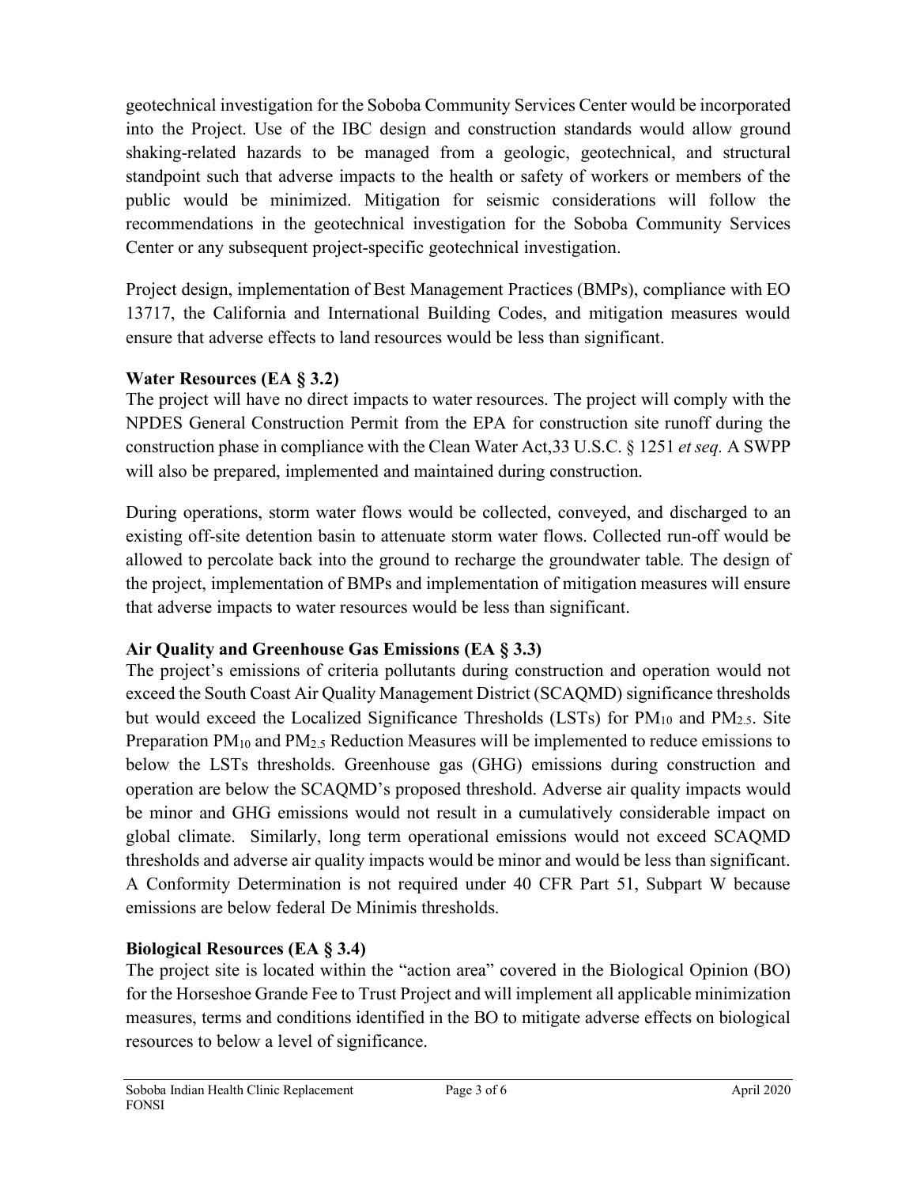geotechnical investigation for the Soboba Community Services Center would be incorporated into the Project. Use of the IBC design and construction standards would allow ground shaking-related hazards to be managed from a geologic, geotechnical, and structural standpoint such that adverse impacts to the health or safety of workers or members of the public would be minimized. Mitigation for seismic considerations will follow the recommendations in the geotechnical investigation for the Soboba Community Services Center or any subsequent project-specific geotechnical investigation.

Project design, implementation of Best Management Practices (BMPs), compliance with EO 13717, the California and International Building Codes, and mitigation measures would ensure that adverse effects to land resources would be less than significant.

**Water Resources (EA § 3.2)**

The project will have no direct impacts to water resources. The project will comply with the NPDES General Construction Permit from the EPA for construction site runoff during the construction phase in compliance with the Clean Water Act,33 U.S.C. § 1251 *et seq.* A SWPP will also be prepared, implemented and maintained during construction.

During operations, storm water flows would be collected, conveyed, and discharged to an existing off-site detention basin to attenuate storm water flows. Collected run-off would be allowed to percolate back into the ground to recharge the groundwater table. The design of the project, implementation of BMPs and implementation of mitigation measures will ensure that adverse impacts to water resources would be less than significant.

**Air Quality and Greenhouse Gas Emissions (EA § 3.3)**

The project's emissions of criteria pollutants during construction and operation would not exceed the South Coast Air Quality Management District (SCAQMD) significance thresholds but would exceed the Localized Significance Thresholds (LSTs) for $PM_{10}$ and $PM_{2.5}$. Site Preparation $PM_{10}$ and $PM_{2.5}$ Reduction Measures will be implemented to reduce emissions to below the LSTs thresholds. Greenhouse gas (GHG) emissions during construction and operation are below the SCAQMD's proposed threshold. Adverse air quality impacts would be minor and GHG emissions would not result in a cumulatively considerable impact on global climate. Similarly, long term operational emissions would not exceed SCAQMD thresholds and adverse air quality impacts would be minor and would be less than significant. A Conformity Determination is not required under 40 CFR Part 51, Subpart W because emissions are below federal De Minimis thresholds.

**Biological Resources (EA § 3.4)**

The project site is located within the "action area" covered in the Biological Opinion (BO) for the Horseshoe Grande Fee to Trust Project and will implement all applicable minimization measures, terms and conditions identified in the BO to mitigate adverse effects on biological resources to below a level of significance.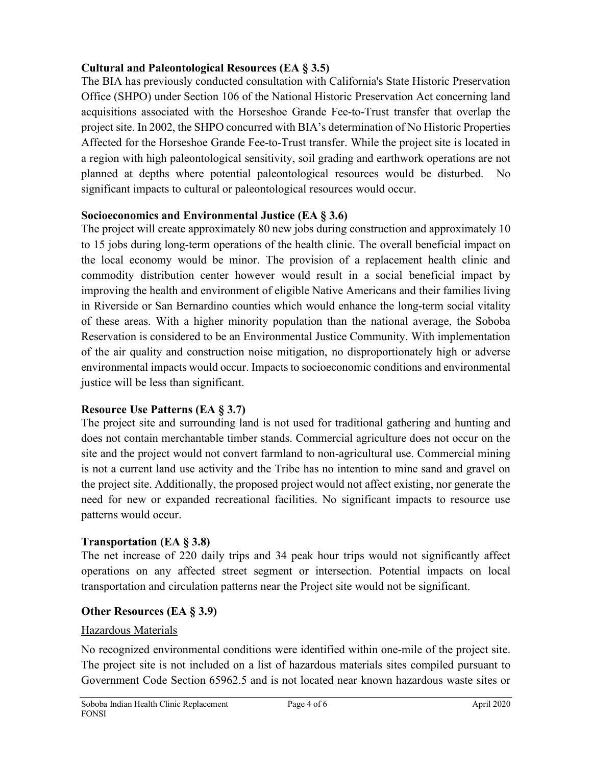**Cultural and Paleontological Resources (EA § 3.5)**

The BIA has previously conducted consultation with California's State Historic Preservation Office (SHPO) under Section 106 of the National Historic Preservation Act concerning land acquisitions associated with the Horseshoe Grande Fee-to-Trust transfer that overlap the project site. In 2002, the SHPO concurred with BIA's determination of No Historic Properties Affected for the Horseshoe Grande Fee-to-Trust transfer. While the project site is located in a region with high paleontological sensitivity, soil grading and earthwork operations are not planned at depths where potential paleontological resources would be disturbed. No significant impacts to cultural or paleontological resources would occur.

**Socioeconomics and Environmental Justice (EA § 3.6)**

The project will create approximately 80 new jobs during construction and approximately 10 to 15 jobs during long-term operations of the health clinic. The overall beneficial impact on the local economy would be minor. The provision of a replacement health clinic and commodity distribution center however would result in a social beneficial impact by improving the health and environment of eligible Native Americans and their families living in Riverside or San Bernardino counties which would enhance the long-term social vitality of these areas. With a higher minority population than the national average, the Soboba Reservation is considered to be an Environmental Justice Community. With implementation of the air quality and construction noise mitigation, no disproportionately high or adverse environmental impacts would occur. Impacts to socioeconomic conditions and environmental justice will be less than significant.

**Resource Use Patterns (EA § 3.7)**

The project site and surrounding land is not used for traditional gathering and hunting and does not contain merchantable timber stands. Commercial agriculture does not occur on the site and the project would not convert farmland to non-agricultural use. Commercial mining is not a current land use activity and the Tribe has no intention to mine sand and gravel on the project site. Additionally, the proposed project would not affect existing, nor generate the need for new or expanded recreational facilities. No significant impacts to resource use patterns would occur.

**Transportation (EA § 3.8)**

The net increase of 220 daily trips and 34 peak hour trips would not significantly affect operations on any affected street segment or intersection. Potential impacts on local transportation and circulation patterns near the Project site would not be significant.

**Other Resources (EA § 3.9)**

Hazardous Materials

No recognized environmental conditions were identified within one-mile of the project site. The project site is not included on a list of hazardous materials sites compiled pursuant to Government Code Section 65962.5 and is not located near known hazardous waste sites or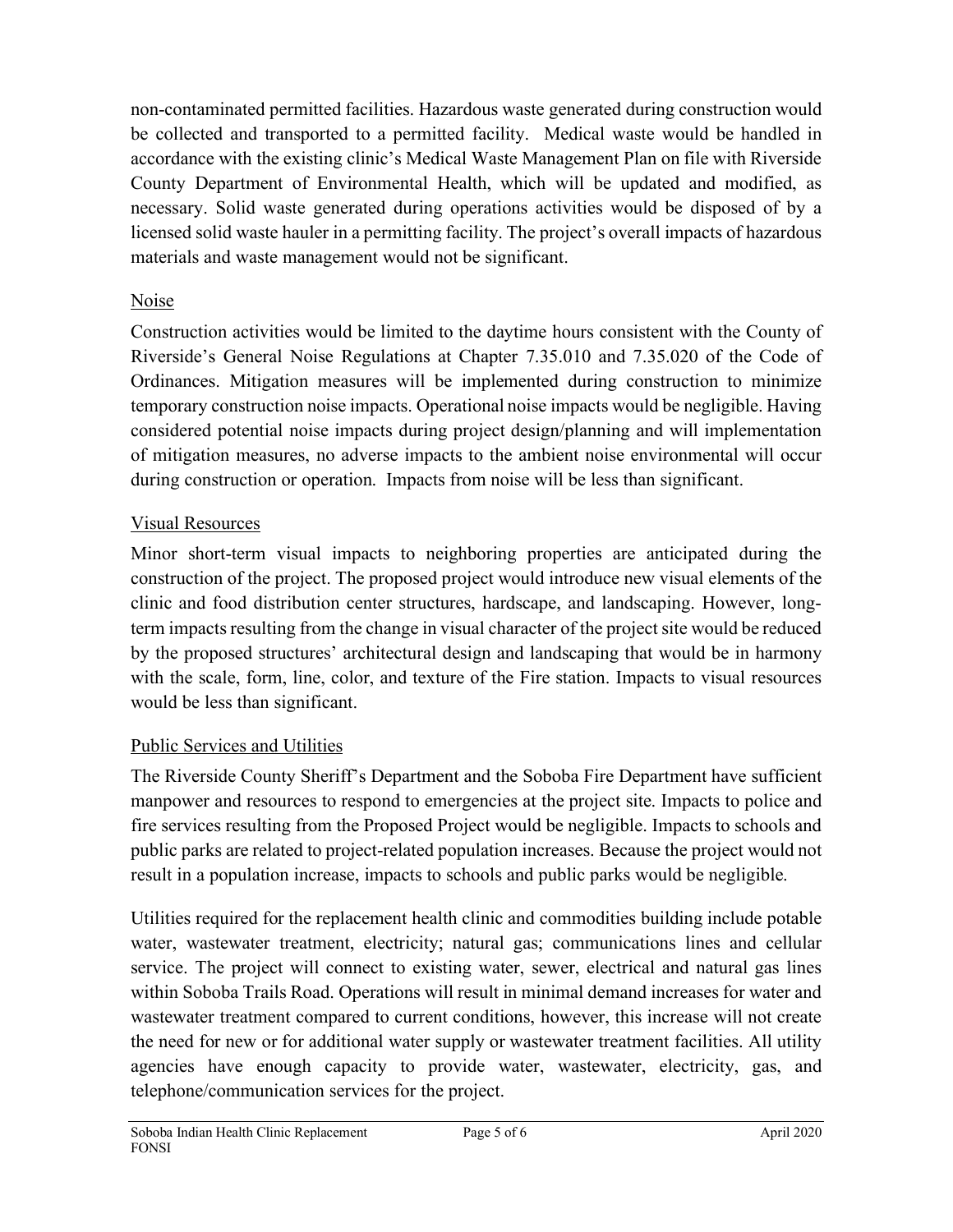non-contaminated permitted facilities. Hazardous waste generated during construction would be collected and transported to a permitted facility. Medical waste would be handled in accordance with the existing clinic's Medical Waste Management Plan on file with Riverside County Department of Environmental Health, which will be updated and modified, as necessary. Solid waste generated during operations activities would be disposed of by a licensed solid waste hauler in a permitting facility. The project's overall impacts of hazardous materials and waste management would not be significant.

<u>Noise</u>

Construction activities would be limited to the daytime hours consistent with the County of Riverside's General Noise Regulations at Chapter 7.35.010 and 7.35.020 of the Code of Ordinances. Mitigation measures will be implemented during construction to minimize temporary construction noise impacts. Operational noise impacts would be negligible. Having considered potential noise impacts during project design/planning and will implementation of mitigation measures, no adverse impacts to the ambient noise environmental will occur during construction or operation. Impacts from noise will be less than significant.

<u>Visual Resources</u>

Minor short-term visual impacts to neighboring properties are anticipated during the construction of the project. The proposed project would introduce new visual elements of the clinic and food distribution center structures, hardscape, and landscaping. However, long-term impacts resulting from the change in visual character of the project site would be reduced by the proposed structures' architectural design and landscaping that would be in harmony with the scale, form, line, color, and texture of the Fire station. Impacts to visual resources would be less than significant.

<u>Public Services and Utilities</u>

The Riverside County Sheriff's Department and the Soboba Fire Department have sufficient manpower and resources to respond to emergencies at the project site. Impacts to police and fire services resulting from the Proposed Project would be negligible. Impacts to schools and public parks are related to project-related population increases. Because the project would not result in a population increase, impacts to schools and public parks would be negligible.

Utilities required for the replacement health clinic and commodities building include potable water, wastewater treatment, electricity; natural gas; communications lines and cellular service. The project will connect to existing water, sewer, electrical and natural gas lines within Soboba Trails Road. Operations will result in minimal demand increases for water and wastewater treatment compared to current conditions, however, this increase will not create the need for new or for additional water supply or wastewater treatment facilities. All utility agencies have enough capacity to provide water, wastewater, electricity, gas, and telephone/communication services for the project.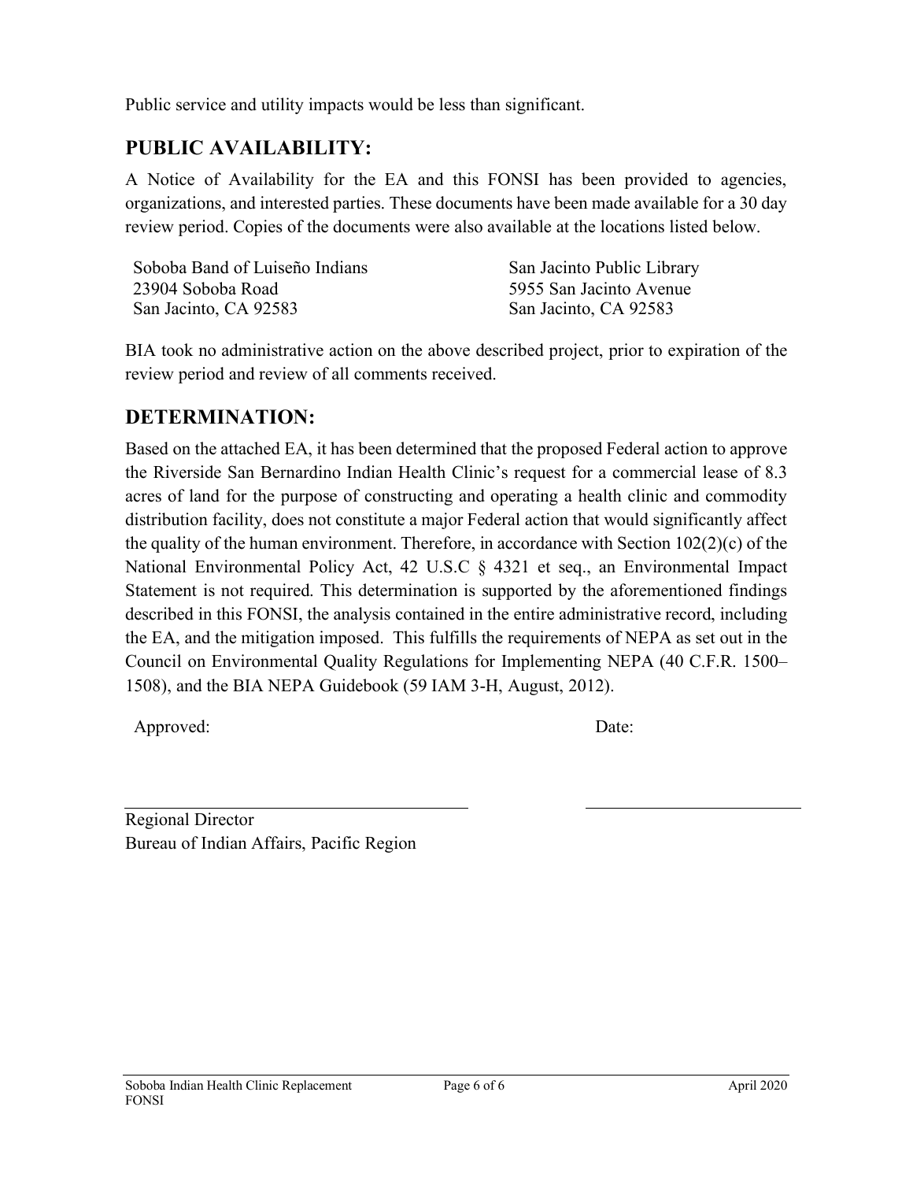Public service and utility impacts would be less than significant.

## PUBLIC AVAILABILITY:

A Notice of Availability for the EA and this FONSI has been provided to agencies, organizations, and interested parties. These documents have been made available for a 30 day review period. Copies of the documents were also available at the locations listed below.

| | |
|---|---|
| Soboba Band of Luiseño Indians<br>23904 Soboba Road<br>San Jacinto, CA 92583 | San Jacinto Public Library<br>5955 San Jacinto Avenue<br>San Jacinto, CA 92583 |

BIA took no administrative action on the above described project, prior to expiration of the review period and review of all comments received.

## DETERMINATION:

Based on the attached EA, it has been determined that the proposed Federal action to approve the Riverside San Bernardino Indian Health Clinic's request for a commercial lease of 8.3 acres of land for the purpose of constructing and operating a health clinic and commodity distribution facility, does not constitute a major Federal action that would significantly affect the quality of the human environment. Therefore, in accordance with Section 102(2)(c) of the National Environmental Policy Act, 42 U.S.C § 4321 et seq., an Environmental Impact Statement is not required. This determination is supported by the aforementioned findings described in this FONSI, the analysis contained in the entire administrative record, including the EA, and the mitigation imposed. This fulfills the requirements of NEPA as set out in the Council on Environmental Quality Regulations for Implementing NEPA (40 C.F.R. 1500–1508), and the BIA NEPA Guidebook (59 IAM 3-H, August, 2012).

Approved: Date:

Regional Director
Bureau of Indian Affairs, Pacific Region